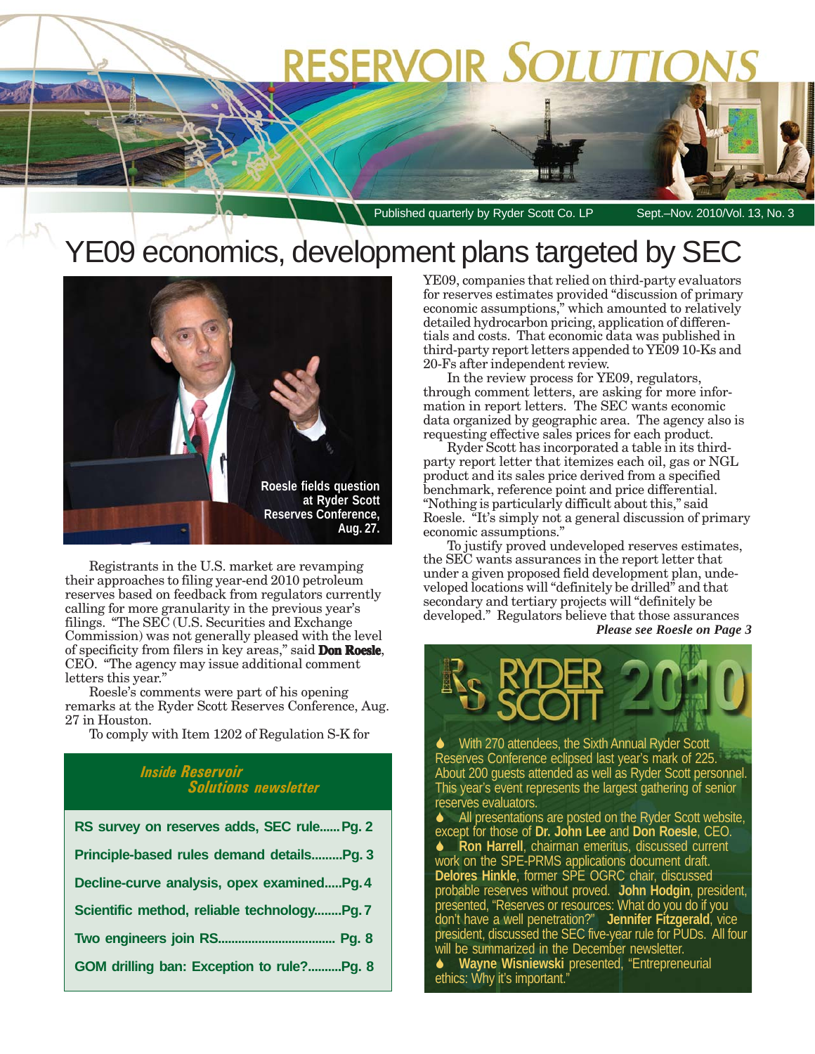# RESERVOIR SOLUTIONS

Published quarterly by Ryder Scott Co. LP — Sept.–Nov. 2010/Vol. 13, No. 3

## YE09 economics, development plans targeted by SEC

Roesle fields question at Ryder Scott Reserves Conference, Aug. 27.

Registrants in the U.S. market are revamping their approaches to filing year-end 2010 petroleum reserves based on feedback from regulators currently calling for more granularity in the previous year's filings. "The SEC (U.S. Securities and Exchange Commission) was not generally pleased with the level of specificity from filers in key areas," said **Don Roesle**, CEO. "The agency may issue additional comment letters this year."

Roesle's comments were part of his opening remarks at the Ryder Scott Reserves Conference, Aug. 27 in Houston.

To comply with Item 1202 of Regulation S-K for YE09, companies that relied on third-party evaluators for reserves estimates provided "discussion of primary economic assumptions," which amounted to relatively detailed hydrocarbon pricing, application of differentials and costs. That economic data was published in third-party report letters appended to YE09 10-Ks and 20-Fs after independent review.

In the review process for YE09, regulators, through comment letters, are asking for more information in report letters. The SEC wants economic data organized by geographic area. The agency also is requesting effective sales prices for each product.

Ryder Scott has incorporated a table in its third-party report letter that itemizes each oil, gas or NGL product and its sales price derived from a specified benchmark, reference point and price differential. "Nothing is particularly difficult about this," said Roesle. "It's simply not a general discussion of primary economic assumptions."

To justify proved undeveloped reserves estimates, the SEC wants assurances in the report letter that under a given proposed field development plan, undeveloped locations will "definitely be drilled" and that secondary and tertiary projects will "definitely be developed." Regulators believe that those assurances

***Please see Roesle on Page 3***

### *Inside Reservoir Solutions newsletter*

| | |
|---|---|
| RS survey on reserves adds, SEC rule | Pg. 2 |
| Principle-based rules demand details | Pg. 3 |
| Decline-curve analysis, opex examined | Pg. 4 |
| Scientific method, reliable technology | Pg. 7 |
| Two engineers join RS | Pg. 8 |
| GOM drilling ban: Exception to rule? | Pg. 8 |

### RYDER SCOTT 2010

- With 270 attendees, the Sixth Annual Ryder Scott Reserves Conference eclipsed last year's mark of 225. About 200 guests attended as well as Ryder Scott personnel. This year's event represents the largest gathering of senior reserves evaluators.
- All presentations are posted on the Ryder Scott website, except for those of **Dr. John Lee** and **Don Roesle**, CEO.
- **Ron Harrell**, chairman emeritus, discussed current work on the SPE-PRMS applications document draft. **Delores Hinkle**, former SPE OGRC chair, discussed probable reserves without proved. **John Hodgin**, president, presented, "Reserves or resources: What do you do if you don't have a well penetration?" **Jennifer Fitzgerald**, vice president, discussed the SEC five-year rule for PUDs. All four will be summarized in the December newsletter.
- **Wayne Wisniewski** presented, "Entrepreneurial ethics: Why it's important."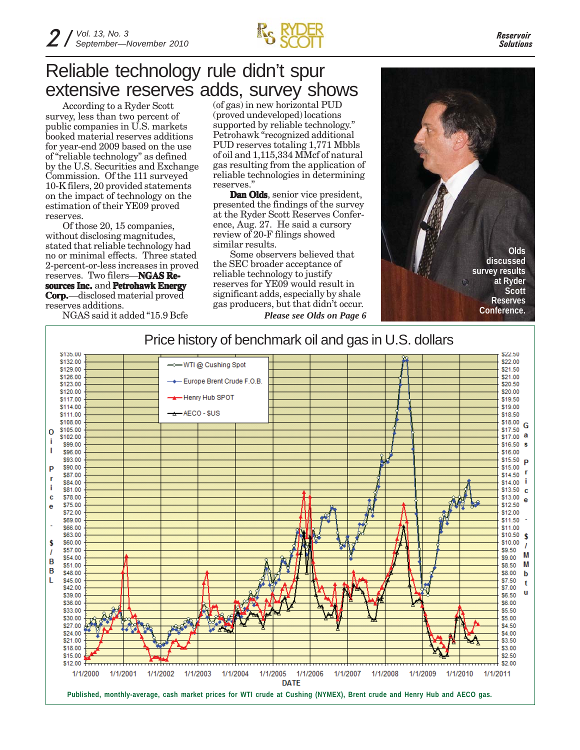# Reliable technology rule didn't spur extensive reserves adds, survey shows

According to a Ryder Scott survey, less than two percent of public companies in U.S. markets booked material reserves additions for year-end 2009 based on the use of "reliable technology" as defined by the U.S. Securities and Exchange Commission. Of the 111 surveyed 10-K filers, 20 provided statements on the impact of technology on the estimation of their YE09 proved reserves.

Of those 20, 15 companies, without disclosing magnitudes, stated that reliable technology had no or minimal effects. Three stated 2-percent-or-less increases in proved reserves. Two filers—**NGAS Resources Inc.** and **Petrohawk Energy Corp.**—disclosed material proved reserves additions.

NGAS said it added "15.9 Bcfe (of gas) in new horizontal PUD (proved undeveloped) locations supported by reliable technology." Petrohawk "recognized additional PUD reserves totaling 1,771 Mbbls of oil and 1,115,334 MMcf of natural gas resulting from the application of reliable technologies in determining reserves."

**Dan Olds**, senior vice president, presented the findings of the survey at the Ryder Scott Reserves Conference, Aug. 27. He said a cursory review of 20-F filings showed similar results.

Some observers believed that the SEC broader acceptance of reliable technology to justify reserves for YE09 would result in significant adds, especially by shale gas producers, but that didn't occur.

*Please see Olds on Page 6*

Olds discussed survey results at Ryder Scott Reserves Conference.

## Price history of benchmark oil and gas in U.S. dollars

Published, monthly-average, cash market prices for WTI crude at Cushing (NYMEX), Brent crude and Henry Hub and AECO gas.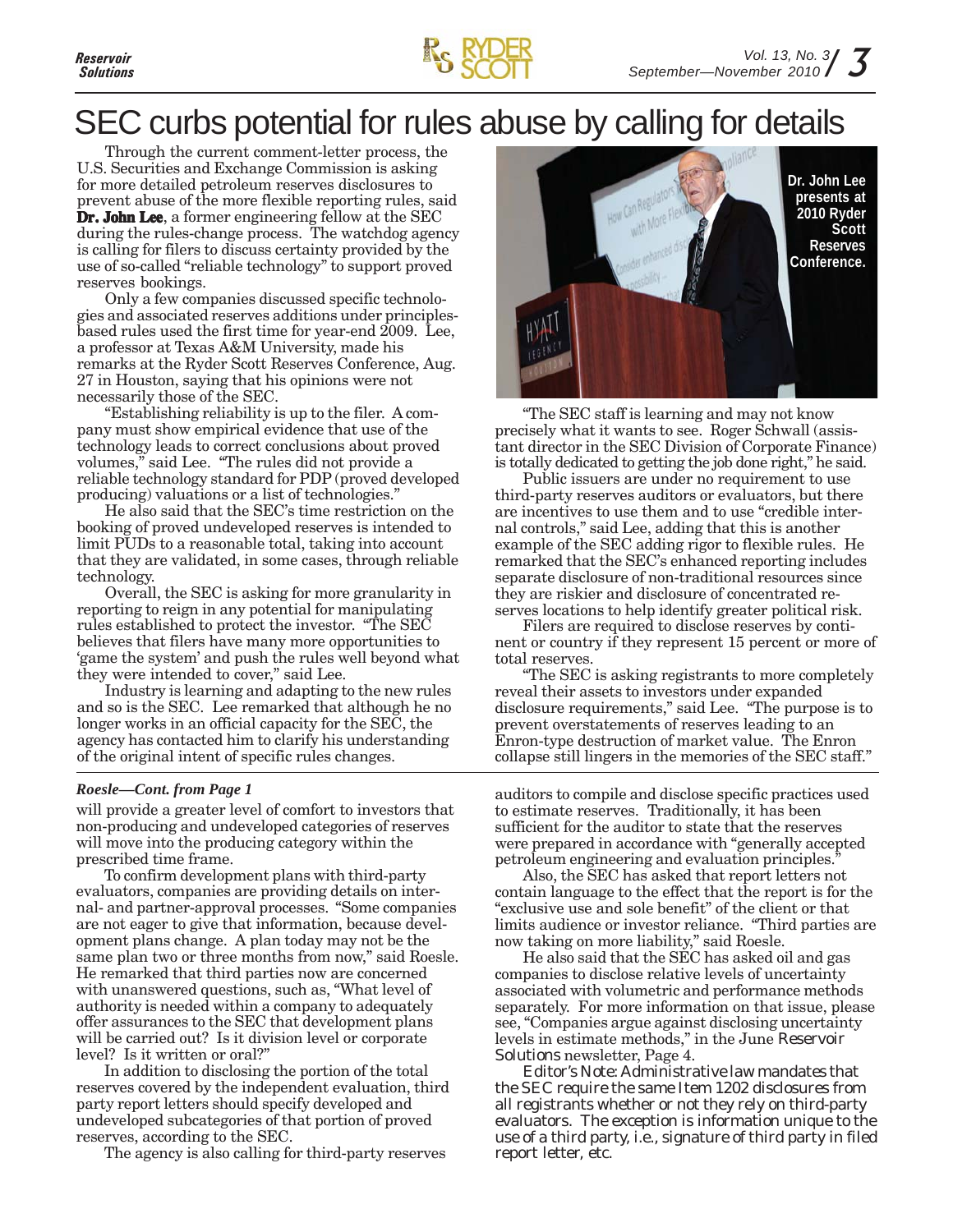# SEC curbs potential for rules abuse by calling for details

Through the current comment-letter process, the U.S. Securities and Exchange Commission is asking for more detailed petroleum reserves disclosures to prevent abuse of the more flexible reporting rules, said **Dr. John Lee**, a former engineering fellow at the SEC during the rules-change process. The watchdog agency is calling for filers to discuss certainty provided by the use of so-called "reliable technology" to support proved reserves bookings.

Only a few companies discussed specific technologies and associated reserves additions under principles-based rules used the first time for year-end 2009. Lee, a professor at Texas A&M University, made his remarks at the Ryder Scott Reserves Conference, Aug. 27 in Houston, saying that his opinions were not necessarily those of the SEC.

"Establishing reliability is up to the filer. A company must show empirical evidence that use of the technology leads to correct conclusions about proved volumes," said Lee. "The rules did not provide a reliable technology standard for PDP (proved developed producing) valuations or a list of technologies."

He also said that the SEC's time restriction on the booking of proved undeveloped reserves is intended to limit PUDs to a reasonable total, taking into account that they are validated, in some cases, through reliable technology.

Overall, the SEC is asking for more granularity in reporting to reign in any potential for manipulating rules established to protect the investor. "The SEC believes that filers have many more opportunities to 'game the system' and push the rules well beyond what they were intended to cover," said Lee.

Industry is learning and adapting to the new rules and so is the SEC. Lee remarked that although he no longer works in an official capacity for the SEC, the agency has contacted him to clarify his understanding of the original intent of specific rules changes.

**Dr. John Lee presents at 2010 Ryder Scott Reserves Conference.**

"The SEC staff is learning and may not know precisely what it wants to see. Roger Schwall (assistant director in the SEC Division of Corporate Finance) is totally dedicated to getting the job done right," he said.

Public issuers are under no requirement to use third-party reserves auditors or evaluators, but there are incentives to use them and to use "credible internal controls," said Lee, adding that this is another example of the SEC adding rigor to flexible rules. He remarked that the SEC's enhanced reporting includes separate disclosure of non-traditional resources since they are riskier and disclosure of concentrated reserves locations to help identify greater political risk.

Filers are required to disclose reserves by continent or country if they represent 15 percent or more of total reserves.

"The SEC is asking registrants to more completely reveal their assets to investors under expanded disclosure requirements," said Lee. "The purpose is to prevent overstatements of reserves leading to an Enron-type destruction of market value. The Enron collapse still lingers in the memories of the SEC staff."

---

***Roesle—Cont. from Page 1***

will provide a greater level of comfort to investors that non-producing and undeveloped categories of reserves will move into the producing category within the prescribed time frame.

To confirm development plans with third-party evaluators, companies are providing details on internal- and partner-approval processes. "Some companies are not eager to give that information, because development plans change. A plan today may not be the same plan two or three months from now," said Roesle. He remarked that third parties now are concerned with unanswered questions, such as, "What level of authority is needed within a company to adequately offer assurances to the SEC that development plans will be carried out? Is it division level or corporate level? Is it written or oral?"

In addition to disclosing the portion of the total reserves covered by the independent evaluation, third party report letters should specify developed and undeveloped subcategories of that portion of proved reserves, according to the SEC.

The agency is also calling for third-party reserves auditors to compile and disclose specific practices used to estimate reserves. Traditionally, it has been sufficient for the auditor to state that the reserves were prepared in accordance with "generally accepted petroleum engineering and evaluation principles."

Also, the SEC has asked that report letters not contain language to the effect that the report is for the "exclusive use and sole benefit" of the client or that limits audience or investor reliance. "Third parties are now taking on more liability," said Roesle.

He also said that the SEC has asked oil and gas companies to disclose relative levels of uncertainty associated with volumetric and performance methods separately. For more information on that issue, please see, "Companies argue against disclosing uncertainty levels in estimate methods," in the June *Reservoir Solutions* newsletter, Page 4.

*Editor's Note: Administrative law mandates that the SEC require the same Item 1202 disclosures from all registrants whether or not they rely on third-party evaluators. The exception is information unique to the use of a third party, i.e., signature of third party in filed report letter, etc.*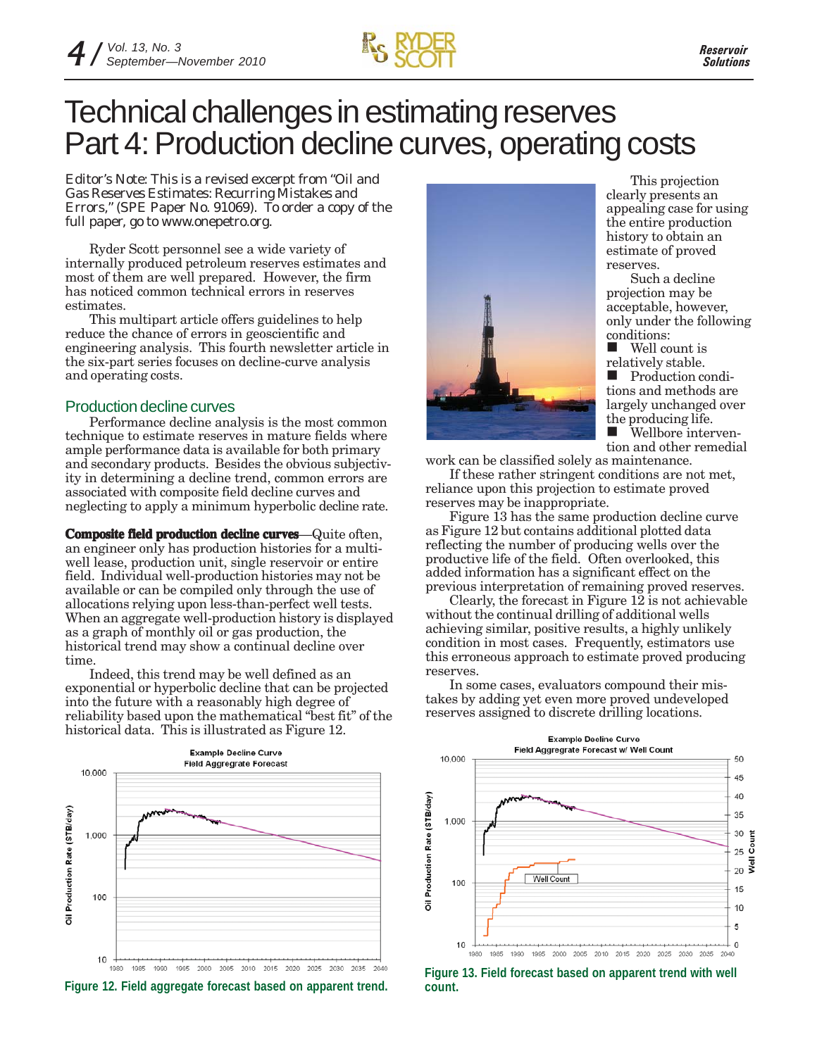# Technical challenges in estimating reserves Part 4: Production decline curves, operating costs

*Editor's Note: This is a revised excerpt from "Oil and Gas Reserves Estimates: Recurring Mistakes and Errors," (SPE Paper No. 91069). To order a copy of the full paper, go to www.onepetro.org.*

Ryder Scott personnel see a wide variety of internally produced petroleum reserves estimates and most of them are well prepared. However, the firm has noticed common technical errors in reserves estimates.

This multipart article offers guidelines to help reduce the chance of errors in geoscientific and engineering analysis. This fourth newsletter article in the six-part series focuses on decline-curve analysis and operating costs.

## Production decline curves

Performance decline analysis is the most common technique to estimate reserves in mature fields where ample performance data is available for both primary and secondary products. Besides the obvious subjectivity in determining a decline trend, common errors are associated with composite field decline curves and neglecting to apply a minimum hyperbolic decline rate.

**Composite field production decline curves**—Quite often, an engineer only has production histories for a multi-well lease, production unit, single reservoir or entire field. Individual well-production histories may not be available or can be compiled only through the use of allocations relying upon less-than-perfect well tests. When an aggregate well-production history is displayed as a graph of monthly oil or gas production, the historical trend may show a continual decline over time.

Indeed, this trend may be well defined as an exponential or hyperbolic decline that can be projected into the future with a reasonably high degree of reliability based upon the mathematical "best fit" of the historical data. This is illustrated as Figure 12.

Figure 12. Field aggregate forecast based on apparent trend.

This projection clearly presents an appealing case for using the entire production history to obtain an estimate of proved reserves.

Such a decline projection may be acceptable, however, only under the following conditions:

- Well count is relatively stable.
- Production conditions and methods are largely unchanged over the producing life.
- Wellbore intervention and other remedial work can be classified solely as maintenance.

If these rather stringent conditions are not met, reliance upon this projection to estimate proved reserves may be inappropriate.

Figure 13 has the same production decline curve as Figure 12 but contains additional plotted data reflecting the number of producing wells over the productive life of the field. Often overlooked, this added information has a significant effect on the previous interpretation of remaining proved reserves.

Clearly, the forecast in Figure 12 is not achievable without the continual drilling of additional wells achieving similar, positive results, a highly unlikely condition in most cases. Frequently, estimators use this erroneous approach to estimate proved producing reserves.

In some cases, evaluators compound their mistakes by adding yet even more proved undeveloped reserves assigned to discrete drilling locations.

Figure 13. Field forecast based on apparent trend with well count.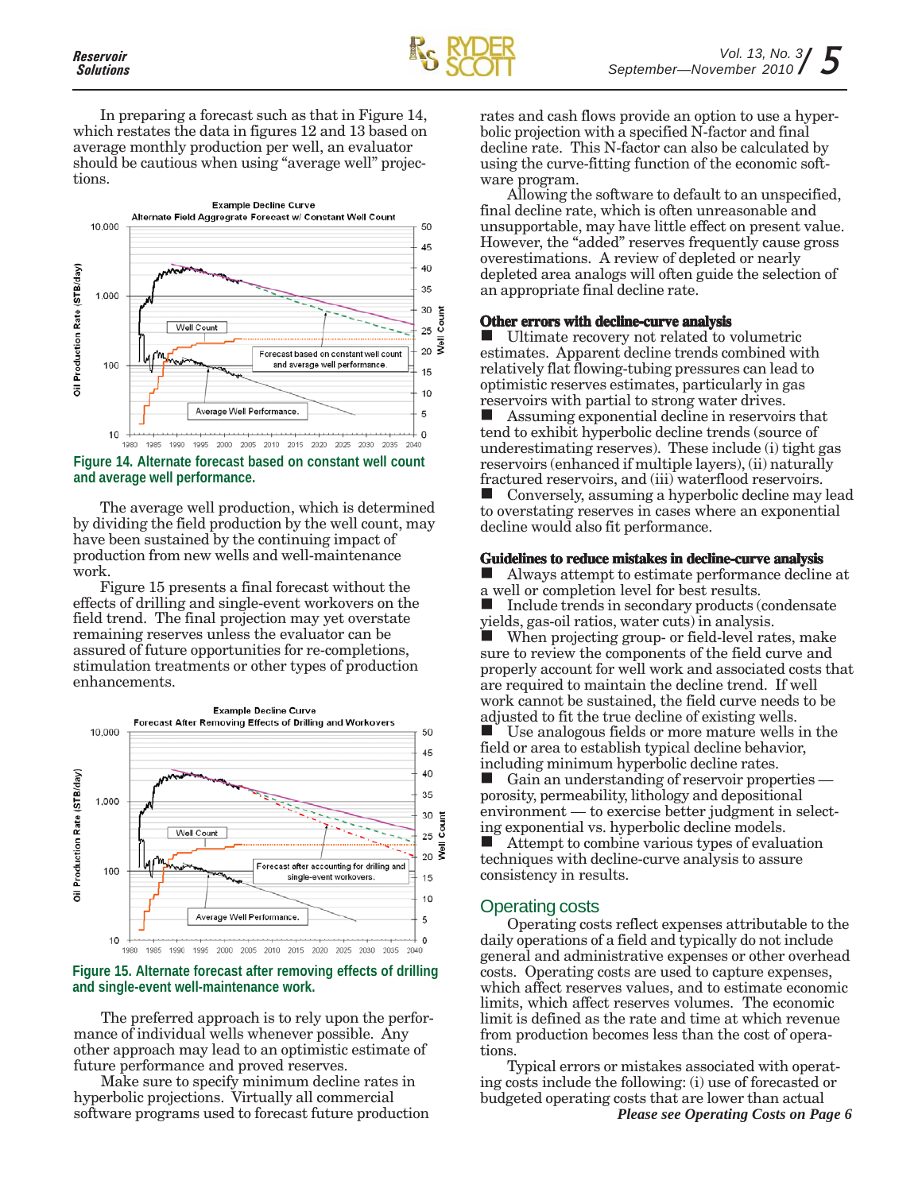In preparing a forecast such as that in Figure 14, which restates the data in figures 12 and 13 based on average monthly production per well, an evaluator should be cautious when using "average well" projections.

Figure 14. Alternate forecast based on constant well count and average well performance.

The average well production, which is determined by dividing the field production by the well count, may have been sustained by the continuing impact of production from new wells and well-maintenance work.

Figure 15 presents a final forecast without the effects of drilling and single-event workovers on the field trend. The final projection may yet overstate remaining reserves unless the evaluator can be assured of future opportunities for re-completions, stimulation treatments or other types of production enhancements.

Figure 15. Alternate forecast after removing effects of drilling and single-event well-maintenance work.

The preferred approach is to rely upon the performance of individual wells whenever possible. Any other approach may lead to an optimistic estimate of future performance and proved reserves.

Make sure to specify minimum decline rates in hyperbolic projections. Virtually all commercial software programs used to forecast future production rates and cash flows provide an option to use a hyperbolic projection with a specified N-factor and final decline rate. This N-factor can also be calculated by using the curve-fitting function of the economic software program.

Allowing the software to default to an unspecified, final decline rate, which is often unreasonable and unsupportable, may have little effect on present value. However, the "added" reserves frequently cause gross overestimations. A review of depleted or nearly depleted area analogs will often guide the selection of an appropriate final decline rate.

### Other errors with decline-curve analysis

- Ultimate recovery not related to volumetric estimates. Apparent decline trends combined with relatively flat flowing-tubing pressures can lead to optimistic reserves estimates, particularly in gas reservoirs with partial to strong water drives.
- Assuming exponential decline in reservoirs that tend to exhibit hyperbolic decline trends (source of underestimating reserves). These include (i) tight gas reservoirs (enhanced if multiple layers), (ii) naturally fractured reservoirs, and (iii) waterflood reservoirs.
- Conversely, assuming a hyperbolic decline may lead to overstating reserves in cases where an exponential decline would also fit performance.

### Guidelines to reduce mistakes in decline-curve analysis

- Always attempt to estimate performance decline at a well or completion level for best results.
- Include trends in secondary products (condensate yields, gas-oil ratios, water cuts) in analysis.
- When projecting group- or field-level rates, make sure to review the components of the field curve and properly account for well work and associated costs that are required to maintain the decline trend. If well work cannot be sustained, the field curve needs to be adjusted to fit the true decline of existing wells.
- Use analogous fields or more mature wells in the field or area to establish typical decline behavior, including minimum hyperbolic decline rates.
- Gain an understanding of reservoir properties — porosity, permeability, lithology and depositional environment — to exercise better judgment in selecting exponential vs. hyperbolic decline models.
- Attempt to combine various types of evaluation techniques with decline-curve analysis to assure consistency in results.

## Operating costs

Operating costs reflect expenses attributable to the daily operations of a field and typically do not include general and administrative expenses or other overhead costs. Operating costs are used to capture expenses, which affect reserves values, and to estimate economic limits, which affect reserves volumes. The economic limit is defined as the rate and time at which revenue from production becomes less than the cost of operations.

Typical errors or mistakes associated with operating costs include the following: (i) use of forecasted or budgeted operating costs that are lower than actual

*Please see Operating Costs on Page 6*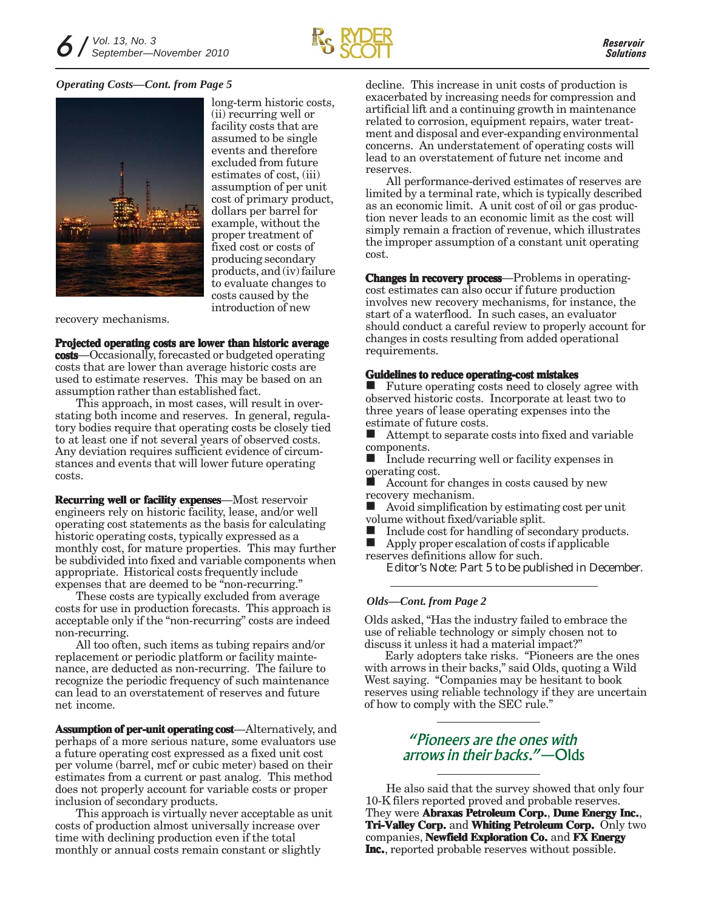*Operating Costs—Cont. from Page 5*

long-term historic costs, (ii) recurring well or facility costs that are assumed to be single events and therefore excluded from future estimates of cost, (iii) assumption of per unit cost of primary product, dollars per barrel for example, without the proper treatment of fixed cost or costs of producing secondary products, and (iv) failure to evaluate changes to costs caused by the introduction of new recovery mechanisms.

**Projected operating costs are lower than historic average costs**—Occasionally, forecasted or budgeted operating costs that are lower than average historic costs are used to estimate reserves. This may be based on an assumption rather than established fact.

This approach, in most cases, will result in overstating both income and reserves. In general, regulatory bodies require that operating costs be closely tied to at least one if not several years of observed costs. Any deviation requires sufficient evidence of circumstances and events that will lower future operating costs.

**Recurring well or facility expenses**—Most reservoir engineers rely on historic facility, lease, and/or well operating cost statements as the basis for calculating historic operating costs, typically expressed as a monthly cost, for mature properties. This may further be subdivided into fixed and variable components when appropriate. Historical costs frequently include expenses that are deemed to be "non-recurring."

These costs are typically excluded from average costs for use in production forecasts. This approach is acceptable only if the "non-recurring" costs are indeed non-recurring.

All too often, such items as tubing repairs and/or replacement or periodic platform or facility maintenance, are deducted as non-recurring. The failure to recognize the periodic frequency of such maintenance can lead to an overstatement of reserves and future net income.

**Assumption of per-unit operating cost**—Alternatively, and perhaps of a more serious nature, some evaluators use a future operating cost expressed as a fixed unit cost per volume (barrel, mcf or cubic meter) based on their estimates from a current or past analog. This method does not properly account for variable costs or proper inclusion of secondary products.

This approach is virtually never acceptable as unit costs of production almost universally increase over time with declining production even if the total monthly or annual costs remain constant or slightly decline. This increase in unit costs of production is exacerbated by increasing needs for compression and artificial lift and a continuing growth in maintenance related to corrosion, equipment repairs, water treatment and disposal and ever-expanding environmental concerns. An understatement of operating costs will lead to an overstatement of future net income and reserves.

All performance-derived estimates of reserves are limited by a terminal rate, which is typically described as an economic limit. A unit cost of oil or gas production never leads to an economic limit as the cost will simply remain a fraction of revenue, which illustrates the improper assumption of a constant unit operating cost.

**Changes in recovery process**—Problems in operating-cost estimates can also occur if future production involves new recovery mechanisms, for instance, the start of a waterflood. In such cases, an evaluator should conduct a careful review to properly account for changes in costs resulting from added operational requirements.

**Guidelines to reduce operating-cost mistakes**

- Future operating costs need to closely agree with observed historic costs. Incorporate at least two to three years of lease operating expenses into the estimate of future costs.
- Attempt to separate costs into fixed and variable components.
- Include recurring well or facility expenses in operating cost.
- Account for changes in costs caused by new recovery mechanism.
- Avoid simplification by estimating cost per unit volume without fixed/variable split.
- Include cost for handling of secondary products.
- Apply proper escalation of costs if applicable reserves definitions allow for such.

Editor's Note: Part 5 to be published in December.

---

*Olds—Cont. from Page 2*

Olds asked, "Has the industry failed to embrace the use of reliable technology or simply chosen not to discuss it unless it had a material impact?"

Early adopters take risks. "Pioneers are the ones with arrows in their backs," said Olds, quoting a Wild West saying. "Companies may be hesitant to book reserves using reliable technology if they are uncertain of how to comply with the SEC rule."

*"Pioneers are the ones with arrows in their backs."*—Olds

He also said that the survey showed that only four 10-K filers reported proved and probable reserves. They were **Abraxas Petroleum Corp.**, **Dune Energy Inc.**, **Tri-Valley Corp.** and **Whiting Petroleum Corp.** Only two companies, **Newfield Exploration Co.** and **FX Energy Inc.**, reported probable reserves without possible.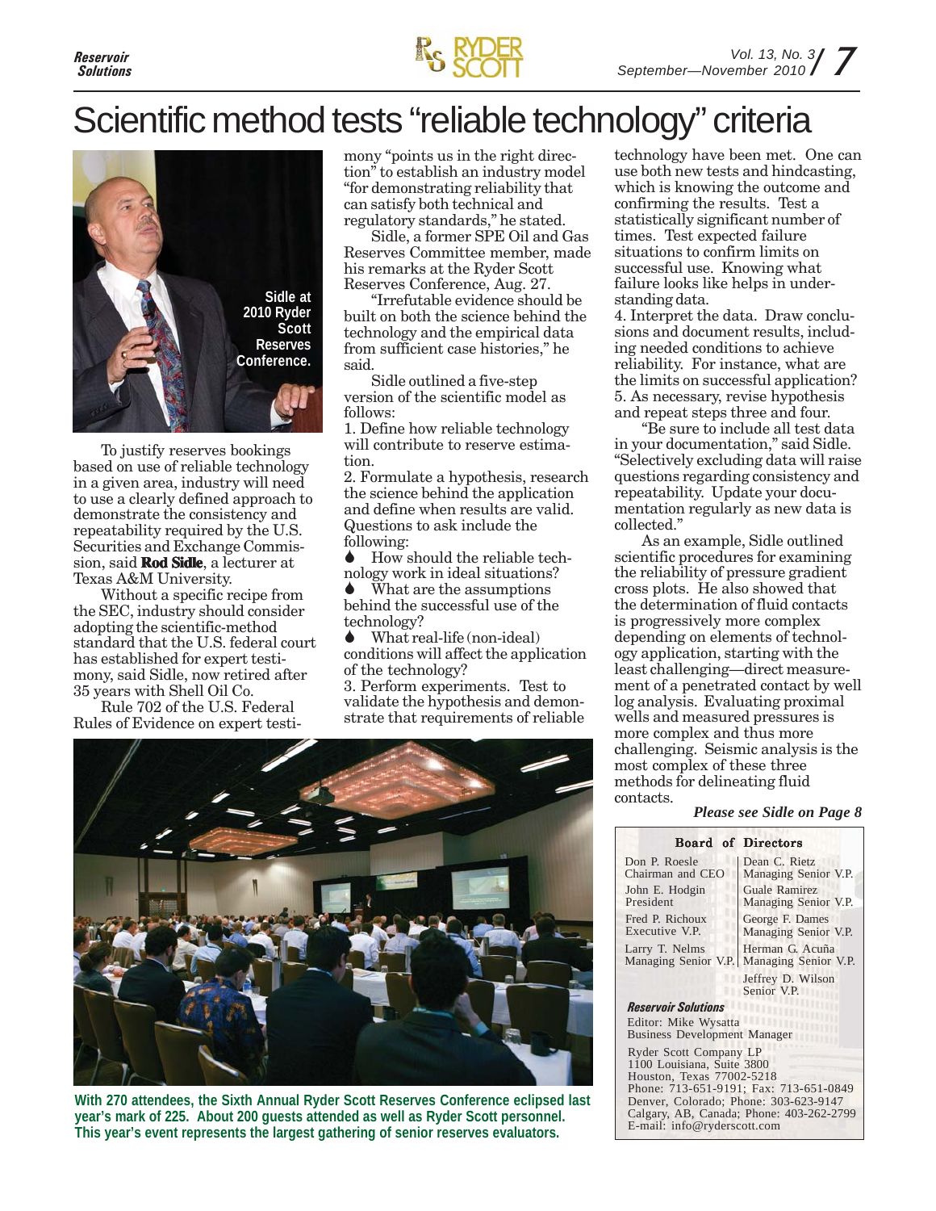# Scientific method tests "reliable technology" criteria

Sidle at 2010 Ryder Scott Reserves Conference.

To justify reserves bookings based on use of reliable technology in a given area, industry will need to use a clearly defined approach to demonstrate the consistency and repeatability required by the U.S. Securities and Exchange Commission, said **Rod Sidle**, a lecturer at Texas A&M University.

Without a specific recipe from the SEC, industry should consider adopting the scientific-method standard that the U.S. federal court has established for expert testimony, said Sidle, now retired after 35 years with Shell Oil Co.

Rule 702 of the U.S. Federal Rules of Evidence on expert testimony "points us in the right direction" to establish an industry model "for demonstrating reliability that can satisfy both technical and regulatory standards," he stated.

Sidle, a former SPE Oil and Gas Reserves Committee member, made his remarks at the Ryder Scott Reserves Conference, Aug. 27.

"Irrefutable evidence should be built on both the science behind the technology and the empirical data from sufficient case histories," he said.

Sidle outlined a five-step version of the scientific model as follows:

1. Define how reliable technology will contribute to reserve estimation.
2. Formulate a hypothesis, research the science behind the application and define when results are valid. Questions to ask include the following:
   - How should the reliable technology work in ideal situations?
   - What are the assumptions behind the successful use of the technology?
   - What real-life (non-ideal) conditions will affect the application of the technology?
3. Perform experiments. Test to validate the hypothesis and demonstrate that requirements of reliable technology have been met. One can use both new tests and hindcasting, which is knowing the outcome and confirming the results. Test a statistically significant number of times. Test expected failure situations to confirm limits on successful use. Knowing what failure looks like helps in understanding data.
4. Interpret the data. Draw conclusions and document results, including needed conditions to achieve reliability. For instance, what are the limits on successful application?
5. As necessary, revise hypothesis and repeat steps three and four.

"Be sure to include all test data in your documentation," said Sidle. "Selectively excluding data will raise questions regarding consistency and repeatability. Update your documentation regularly as new data is collected."

As an example, Sidle outlined scientific procedures for examining the reliability of pressure gradient cross plots. He also showed that the determination of fluid contacts is progressively more complex depending on elements of technology application, starting with the least challenging—direct measurement of a penetrated contact by well log analysis. Evaluating proximal wells and measured pressures is more complex and thus more challenging. Seismic analysis is the most complex of these three methods for delineating fluid contacts.

***Please see Sidle on Page 8***

**With 270 attendees, the Sixth Annual Ryder Scott Reserves Conference eclipsed last year's mark of 225. About 200 guests attended as well as Ryder Scott personnel. This year's event represents the largest gathering of senior reserves evaluators.**

**Board of Directors**

| | |
|---|---|
| Don P. Roesle<br>Chairman and CEO | Dean C. Rietz<br>Managing Senior V.P. |
| John E. Hodgin<br>President | Guale Ramirez<br>Managing Senior V.P. |
| Fred P. Richoux<br>Executive V.P. | George F. Dames<br>Managing Senior V.P. |
| Larry T. Nelms<br>Managing Senior V.P. | Herman G. Acuña<br>Managing Senior V.P. |
| | Jeffrey D. Wilson<br>Senior V.P. |

***Reservoir Solutions***

Editor: Mike Wysatta
Business Development Manager

Ryder Scott Company LP
1100 Louisiana, Suite 3800
Houston, Texas 77002-5218
Phone: 713-651-9191; Fax: 713-651-0849
Denver, Colorado; Phone: 303-623-9147
Calgary, AB, Canada; Phone: 403-262-2799
E-mail: info@ryderscott.com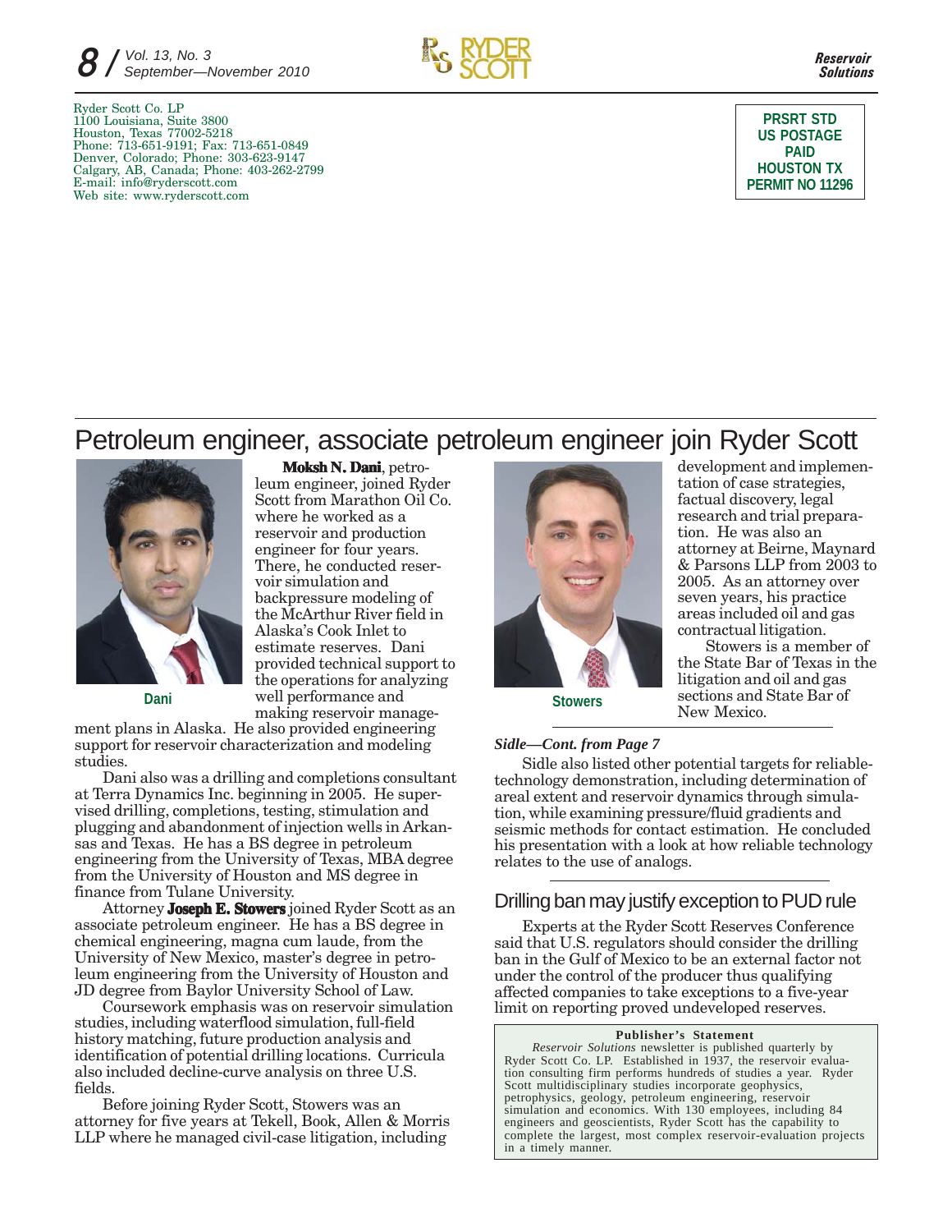Ryder Scott Co. LP
1100 Louisiana, Suite 3800
Houston, Texas 77002-5218
Phone: 713-651-9191; Fax: 713-651-0849
Denver, Colorado; Phone: 303-623-9147
Calgary, AB, Canada; Phone: 403-262-2799
E-mail: info@ryderscott.com
Web site: www.ryderscott.com

PRSRT STD
US POSTAGE
PAID
HOUSTON TX
PERMIT NO 11296

# Petroleum engineer, associate petroleum engineer join Ryder Scott

Dani

**Moksh N. Dani**, petroleum engineer, joined Ryder Scott from Marathon Oil Co. where he worked as a reservoir and production engineer for four years. There, he conducted reservoir simulation and backpressure modeling of the McArthur River field in Alaska's Cook Inlet to estimate reserves. Dani provided technical support to the operations for analyzing well performance and making reservoir management plans in Alaska. He also provided engineering support for reservoir characterization and modeling studies.

Dani also was a drilling and completions consultant at Terra Dynamics Inc. beginning in 2005. He supervised drilling, completions, testing, stimulation and plugging and abandonment of injection wells in Arkansas and Texas. He has a BS degree in petroleum engineering from the University of Texas, MBA degree from the University of Houston and MS degree in finance from Tulane University.

Attorney **Joseph E. Stowers** joined Ryder Scott as an associate petroleum engineer. He has a BS degree in chemical engineering, magna cum laude, from the University of New Mexico, master's degree in petroleum engineering from the University of Houston and JD degree from Baylor University School of Law.

Coursework emphasis was on reservoir simulation studies, including waterflood simulation, full-field history matching, future production analysis and identification of potential drilling locations. Curricula also included decline-curve analysis on three U.S. fields.

Before joining Ryder Scott, Stowers was an attorney for five years at Tekell, Book, Allen & Morris LLP where he managed civil-case litigation, including development and implementation of case strategies, factual discovery, legal research and trial preparation. He was also an attorney at Beirne, Maynard & Parsons LLP from 2003 to 2005. As an attorney over seven years, his practice areas included oil and gas contractual litigation.

Stowers is a member of the State Bar of Texas in the litigation and oil and gas sections and State Bar of New Mexico.

Stowers

*Sidle—Cont. from Page 7*

Sidle also listed other potential targets for reliable-technology demonstration, including determination of areal extent and reservoir dynamics through simulation, while examining pressure/fluid gradients and seismic methods for contact estimation. He concluded his presentation with a look at how reliable technology relates to the use of analogs.

## Drilling ban may justify exception to PUD rule

Experts at the Ryder Scott Reserves Conference said that U.S. regulators should consider the drilling ban in the Gulf of Mexico to be an external factor not under the control of the producer thus qualifying affected companies to take exceptions to a five-year limit on reporting proved undeveloped reserves.

**Publisher's Statement**

*Reservoir Solutions* newsletter is published quarterly by Ryder Scott Co. LP. Established in 1937, the reservoir evaluation consulting firm performs hundreds of studies a year. Ryder Scott multidisciplinary studies incorporate geophysics, petrophysics, geology, petroleum engineering, reservoir simulation and economics. With 130 employees, including 84 engineers and geoscientists, Ryder Scott has the capability to complete the largest, most complex reservoir-evaluation projects in a timely manner.